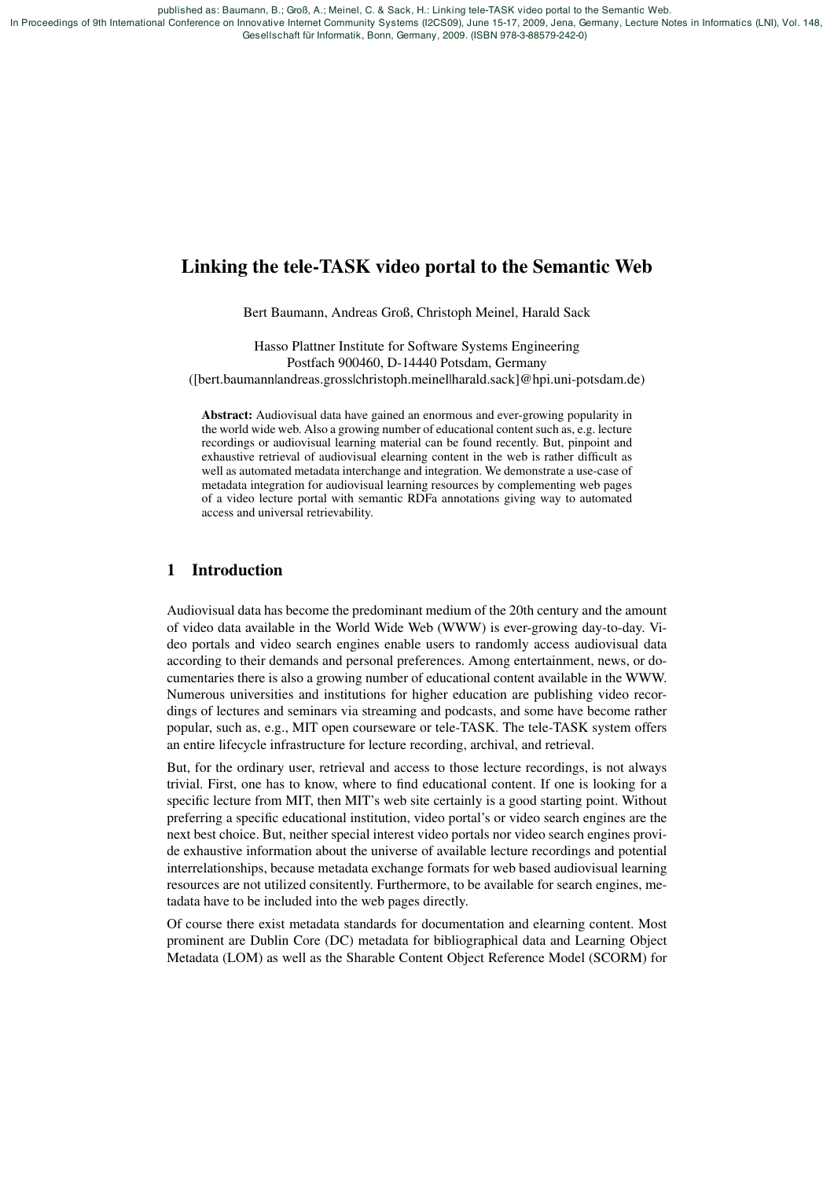published as: Baumann, B.; Groß, A.; Meinel, C. & Sack, H.: Linking tele-TASK video portal to the Semantic Web.
In Proceedings of 9th International Conference on Innovative Internet Community Systems (I2CS09), June 15-17, 2009, Jena, Germany, Lecture Notes in Informatics (LNI), Vol. 148, Gesellschaft für Informatik, Bonn, Germany, 2009. (ISBN 978-3-88579-242-0)

# Linking the tele-TASK video portal to the Semantic Web

Bert Baumann, Andreas Groß, Christoph Meinel, Harald Sack

Hasso Plattner Institute for Software Systems Engineering
Postfach 900460, D-14440 Potsdam, Germany
([bert.baumann|andreas.gross|christoph.meinel|harald.sack]@hpi.uni-potsdam.de)

**Abstract:** Audiovisual data have gained an enormous and ever-growing popularity in the world wide web. Also a growing number of educational content such as, e.g. lecture recordings or audiovisual learning material can be found recently. But, pinpoint and exhaustive retrieval of audiovisual elearning content in the web is rather difficult as well as automated metadata interchange and integration. We demonstrate a use-case of metadata integration for audiovisual learning resources by complementing web pages of a video lecture portal with semantic RDFa annotations giving way to automated access and universal retrievability.

## 1 Introduction

Audiovisual data has become the predominant medium of the 20th century and the amount of video data available in the World Wide Web (WWW) is ever-growing day-to-day. Video portals and video search engines enable users to randomly access audiovisual data according to their demands and personal preferences. Among entertainment, news, or documentaries there is also a growing number of educational content available in the WWW. Numerous universities and institutions for higher education are publishing video recordings of lectures and seminars via streaming and podcasts, and some have become rather popular, such as, e.g., MIT open courseware or tele-TASK. The tele-TASK system offers an entire lifecycle infrastructure for lecture recording, archival, and retrieval.

But, for the ordinary user, retrieval and access to those lecture recordings, is not always trivial. First, one has to know, where to find educational content. If one is looking for a specific lecture from MIT, then MIT's web site certainly is a good starting point. Without preferring a specific educational institution, video portal's or video search engines are the next best choice. But, neither special interest video portals nor video search engines provide exhaustive information about the universe of available lecture recordings and potential interrelationships, because metadata exchange formats for web based audiovisual learning resources are not utilized consitently. Furthermore, to be available for search engines, metadata have to be included into the web pages directly.

Of course there exist metadata standards for documentation and elearning content. Most prominent are Dublin Core (DC) metadata for bibliographical data and Learning Object Metadata (LOM) as well as the Sharable Content Object Reference Model (SCORM) for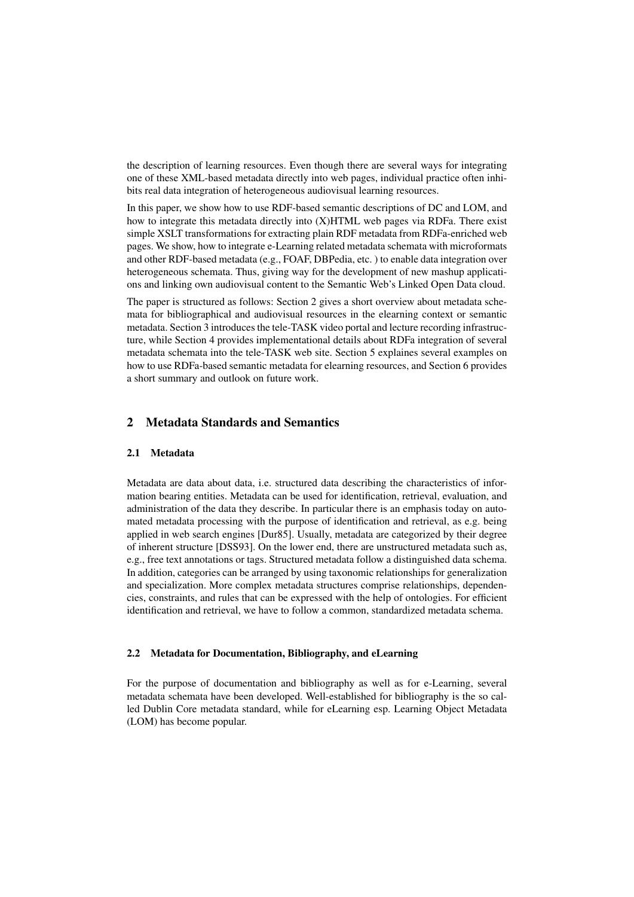the description of learning resources. Even though there are several ways for integrating one of these XML-based metadata directly into web pages, individual practice often inhibits real data integration of heterogeneous audiovisual learning resources.

In this paper, we show how to use RDF-based semantic descriptions of DC and LOM, and how to integrate this metadata directly into (X)HTML web pages via RDFa. There exist simple XSLT transformations for extracting plain RDF metadata from RDFa-enriched web pages. We show, how to integrate e-Learning related metadata schemata with microformats and other RDF-based metadata (e.g., FOAF, DBPedia, etc. ) to enable data integration over heterogeneous schemata. Thus, giving way for the development of new mashup applications and linking own audiovisual content to the Semantic Web's Linked Open Data cloud.

The paper is structured as follows: Section 2 gives a short overview about metadata schemata for bibliographical and audiovisual resources in the elearning context or semantic metadata. Section 3 introduces the tele-TASK video portal and lecture recording infrastructure, while Section 4 provides implementational details about RDFa integration of several metadata schemata into the tele-TASK web site. Section 5 explaines several examples on how to use RDFa-based semantic metadata for elearning resources, and Section 6 provides a short summary and outlook on future work.

## 2 Metadata Standards and Semantics

### 2.1 Metadata

Metadata are data about data, i.e. structured data describing the characteristics of information bearing entities. Metadata can be used for identification, retrieval, evaluation, and administration of the data they describe. In particular there is an emphasis today on automated metadata processing with the purpose of identification and retrieval, as e.g. being applied in web search engines [Dur85]. Usually, metadata are categorized by their degree of inherent structure [DSS93]. On the lower end, there are unstructured metadata such as, e.g., free text annotations or tags. Structured metadata follow a distinguished data schema. In addition, categories can be arranged by using taxonomic relationships for generalization and specialization. More complex metadata structures comprise relationships, dependencies, constraints, and rules that can be expressed with the help of ontologies. For efficient identification and retrieval, we have to follow a common, standardized metadata schema.

### 2.2 Metadata for Documentation, Bibliography, and eLearning

For the purpose of documentation and bibliography as well as for e-Learning, several metadata schemata have been developed. Well-established for bibliography is the so called Dublin Core metadata standard, while for eLearning esp. Learning Object Metadata (LOM) has become popular.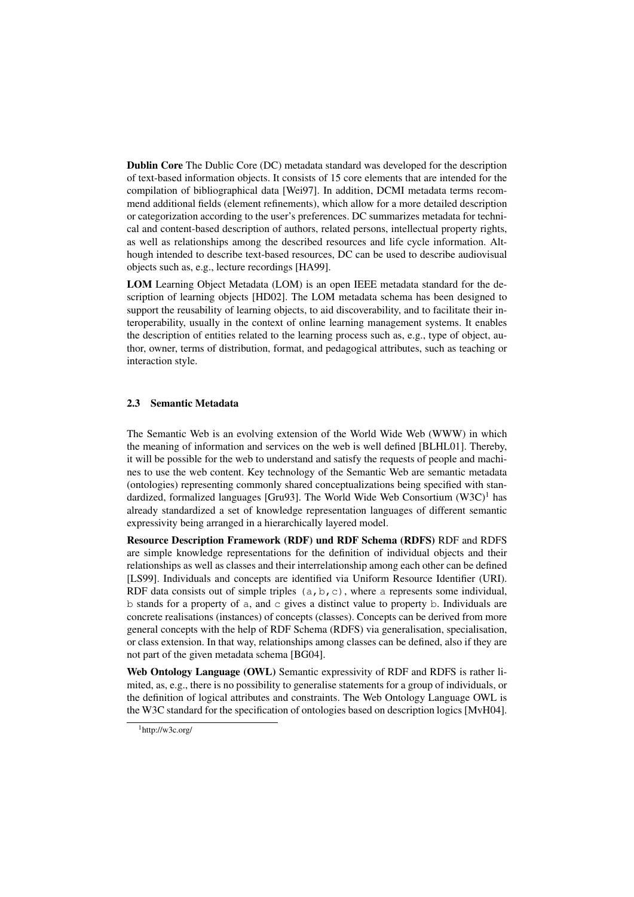**Dublin Core** The Dublic Core (DC) metadata standard was developed for the description of text-based information objects. It consists of 15 core elements that are intended for the compilation of bibliographical data [Wei97]. In addition, DCMI metadata terms recommend additional fields (element refinements), which allow for a more detailed description or categorization according to the user's preferences. DC summarizes metadata for technical and content-based description of authors, related persons, intellectual property rights, as well as relationships among the described resources and life cycle information. Although intended to describe text-based resources, DC can be used to describe audiovisual objects such as, e.g., lecture recordings [HA99].

**LOM** Learning Object Metadata (LOM) is an open IEEE metadata standard for the description of learning objects [HD02]. The LOM metadata schema has been designed to support the reusability of learning objects, to aid discoverability, and to facilitate their interoperability, usually in the context of online learning management systems. It enables the description of entities related to the learning process such as, e.g., type of object, author, owner, terms of distribution, format, and pedagogical attributes, such as teaching or interaction style.

### 2.3 Semantic Metadata

The Semantic Web is an evolving extension of the World Wide Web (WWW) in which the meaning of information and services on the web is well defined [BLHL01]. Thereby, it will be possible for the web to understand and satisfy the requests of people and machines to use the web content. Key technology of the Semantic Web are semantic metadata (ontologies) representing commonly shared conceptualizations being specified with standardized, formalized languages [Gru93]. The World Wide Web Consortium (W3C)[1] has already standardized a set of knowledge representation languages of different semantic expressivity being arranged in a hierarchically layered model.

**Resource Description Framework (RDF) und RDF Schema (RDFS)** RDF and RDFS are simple knowledge representations for the definition of individual objects and their relationships as well as classes and their interrelationship among each other can be defined [LS99]. Individuals and concepts are identified via Uniform Resource Identifier (URI). RDF data consists out of simple triples `(a,b,c)`, where `a` represents some individual, `b` stands for a property of `a`, and `c` gives a distinct value to property `b`. Individuals are concrete realisations (instances) of concepts (classes). Concepts can be derived from more general concepts with the help of RDF Schema (RDFS) via generalisation, specialisation, or class extension. In that way, relationships among classes can be defined, also if they are not part of the given metadata schema [BG04].

**Web Ontology Language (OWL)** Semantic expressivity of RDF and RDFS is rather limited, as, e.g., there is no possibility to generalise statements for a group of individuals, or the definition of logical attributes and constraints. The Web Ontology Language OWL is the W3C standard for the specification of ontologies based on description logics [MvH04].

[1] http://w3c.org/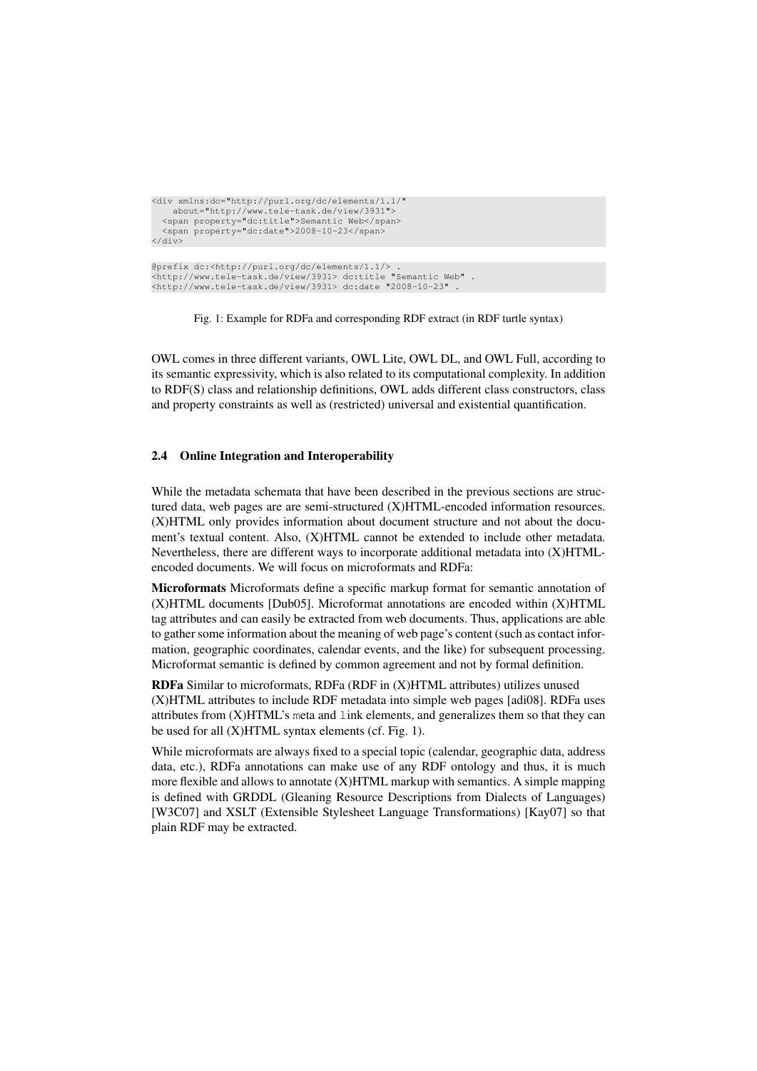```
<div xmlns:dc="http://purl.org/dc/elements/1.1/"
    about="http://www.tele-task.de/view/3931">
  <span property="dc:title">Semantic Web</span>
  <span property="dc:date">2008-10-23</span>
</div>
```

```
@prefix dc:<http://purl.org/dc/elements/1.1/> .
<http://www.tele-task.de/view/3931> dc:title "Semantic Web" .
<http://www.tele-task.de/view/3931> dc:date "2008-10-23" .
```

Fig. 1: Example for RDFa and corresponding RDF extract (in RDF turtle syntax)

OWL comes in three different variants, OWL Lite, OWL DL, and OWL Full, according to its semantic expressivity, which is also related to its computational complexity. In addition to RDF(S) class and relationship definitions, OWL adds different class constructors, class and property constraints as well as (restricted) universal and existential quantification.

### 2.4 Online Integration and Interoperability

While the metadata schemata that have been described in the previous sections are structured data, web pages are are semi-structured (X)HTML-encoded information resources. (X)HTML only provides information about document structure and not about the document's textual content. Also, (X)HTML cannot be extended to include other metadata. Nevertheless, there are different ways to incorporate additional metadata into (X)HTML-encoded documents. We will focus on microformats and RDFa:

**Microformats** Microformats define a specific markup format for semantic annotation of (X)HTML documents [Dub05]. Microformat annotations are encoded within (X)HTML tag attributes and can easily be extracted from web documents. Thus, applications are able to gather some information about the meaning of web page's content (such as contact information, geographic coordinates, calendar events, and the like) for subsequent processing. Microformat semantic is defined by common agreement and not by formal definition.

**RDFa** Similar to microformats, RDFa (RDF in (X)HTML attributes) utilizes unused (X)HTML attributes to include RDF metadata into simple web pages [adi08]. RDFa uses attributes from (X)HTML's `meta` and `link` elements, and generalizes them so that they can be used for all (X)HTML syntax elements (cf. Fig. 1).

While microformats are always fixed to a special topic (calendar, geographic data, address data, etc.), RDFa annotations can make use of any RDF ontology and thus, it is much more flexible and allows to annotate (X)HTML markup with semantics. A simple mapping is defined with GRDDL (Gleaning Resource Descriptions from Dialects of Languages) [W3C07] and XSLT (Extensible Stylesheet Language Transformations) [Kay07] so that plain RDF may be extracted.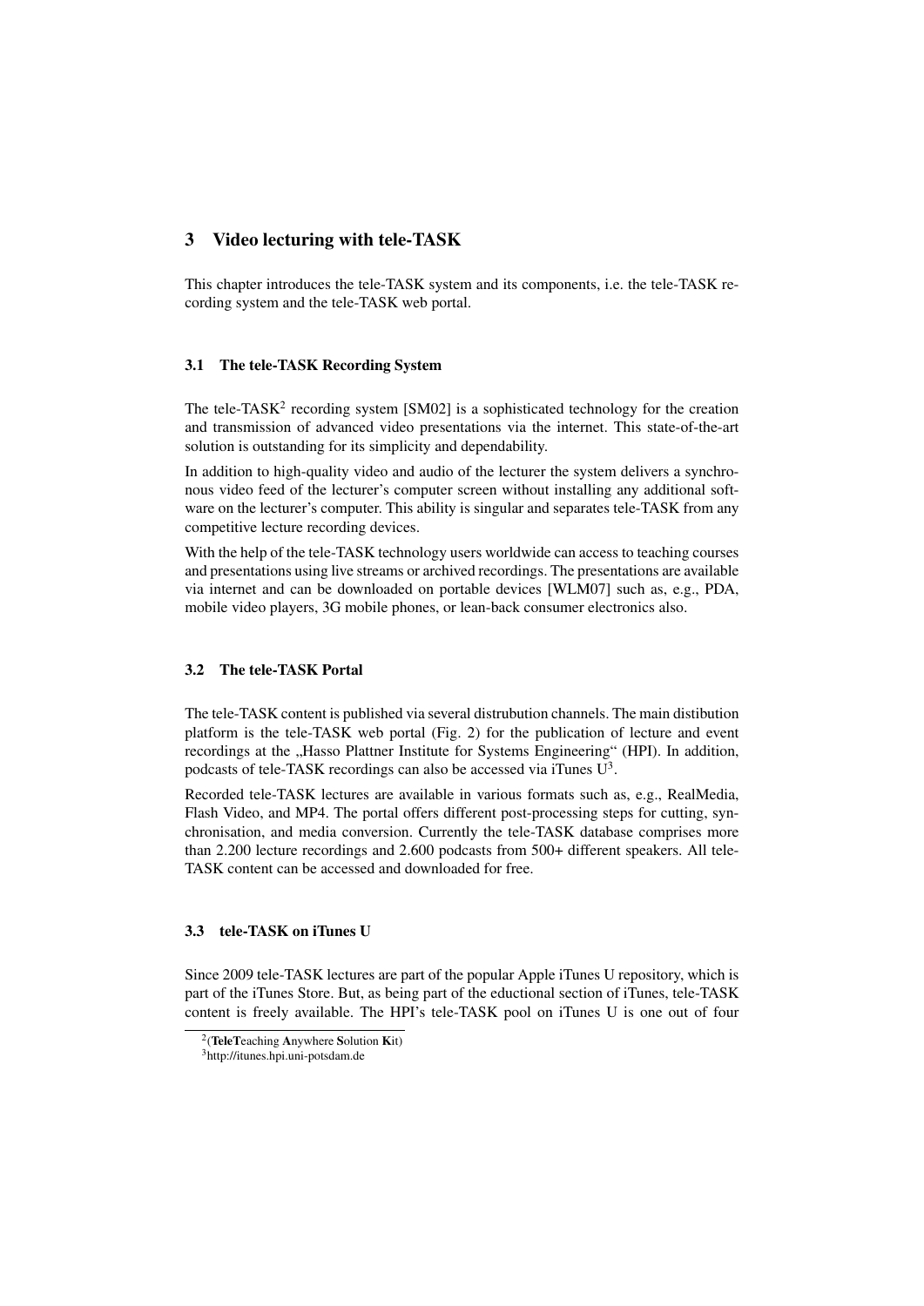# 3 Video lecturing with tele-TASK

This chapter introduces the tele-TASK system and its components, i.e. the tele-TASK recording system and the tele-TASK web portal.

## 3.1 The tele-TASK Recording System

The tele-TASK[2] recording system [SM02] is a sophisticated technology for the creation and transmission of advanced video presentations via the internet. This state-of-the-art solution is outstanding for its simplicity and dependability.

In addition to high-quality video and audio of the lecturer the system delivers a synchronous video feed of the lecturer's computer screen without installing any additional software on the lecturer's computer. This ability is singular and separates tele-TASK from any competitive lecture recording devices.

With the help of the tele-TASK technology users worldwide can access to teaching courses and presentations using live streams or archived recordings. The presentations are available via internet and can be downloaded on portable devices [WLM07] such as, e.g., PDA, mobile video players, 3G mobile phones, or lean-back consumer electronics also.

## 3.2 The tele-TASK Portal

The tele-TASK content is published via several distrubution channels. The main distibution platform is the tele-TASK web portal (Fig. 2) for the publication of lecture and event recordings at the „Hasso Plattner Institute for Systems Engineering“ (HPI). In addition, podcasts of tele-TASK recordings can also be accessed via iTunes U[3].

Recorded tele-TASK lectures are available in various formats such as, e.g., RealMedia, Flash Video, and MP4. The portal offers different post-processing steps for cutting, synchronisation, and media conversion. Currently the tele-TASK database comprises more than 2.200 lecture recordings and 2.600 podcasts from 500+ different speakers. All tele-TASK content can be accessed and downloaded for free.

## 3.3 tele-TASK on iTunes U

Since 2009 tele-TASK lectures are part of the popular Apple iTunes U repository, which is part of the iTunes Store. But, as being part of the eductional section of iTunes, tele-TASK content is freely available. The HPI's tele-TASK pool on iTunes U is one out of four

[2](**TeleT**eaching **A**nywhere **S**olution **K**it)

[3]http://itunes.hpi.uni-potsdam.de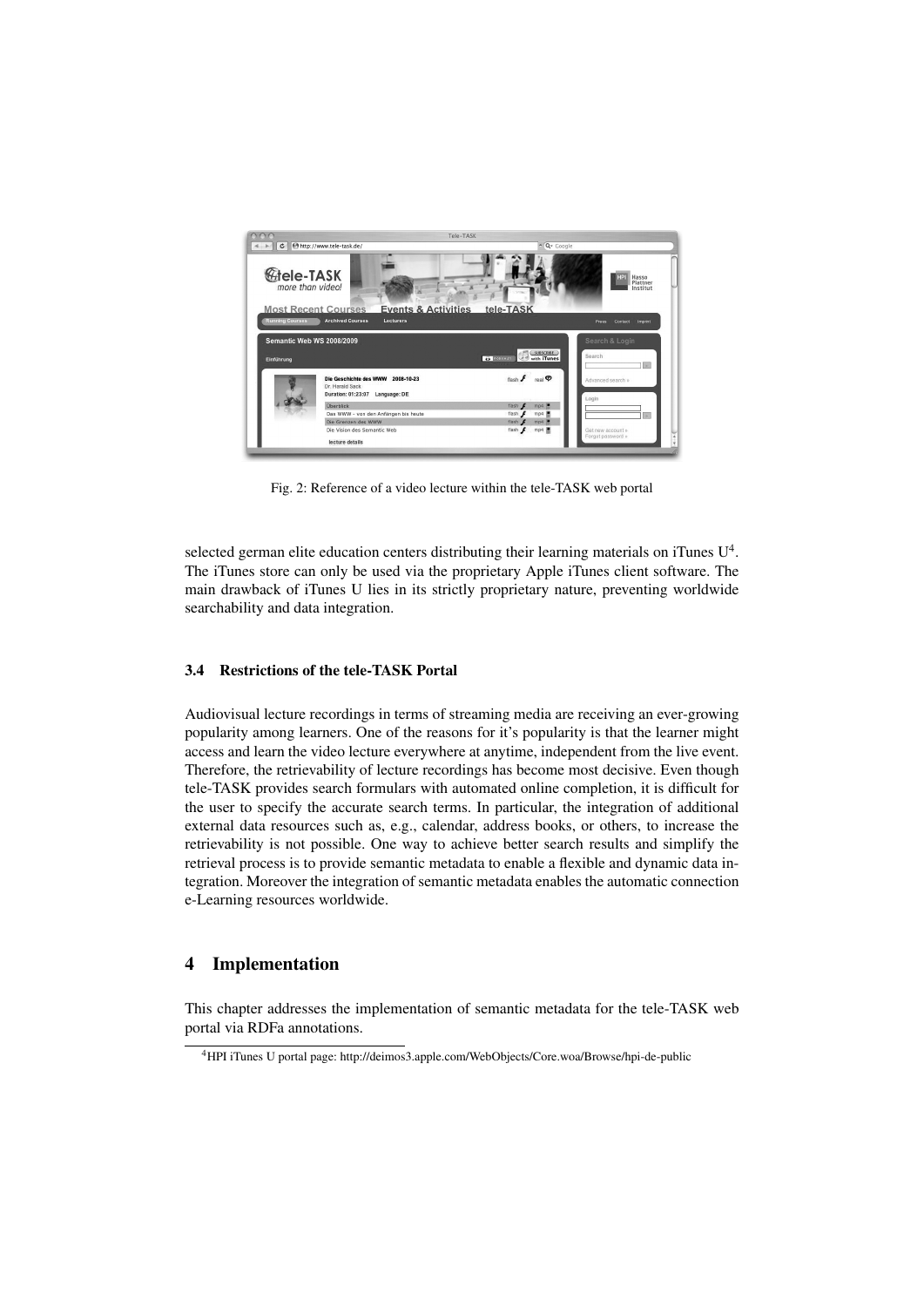Fig. 2: Reference of a video lecture within the tele-TASK web portal

selected german elite education centers distributing their learning materials on iTunes U[4]. The iTunes store can only be used via the proprietary Apple iTunes client software. The main drawback of iTunes U lies in its strictly proprietary nature, preventing worldwide searchability and data integration.

### 3.4 Restrictions of the tele-TASK Portal

Audiovisual lecture recordings in terms of streaming media are receiving an ever-growing popularity among learners. One of the reasons for it's popularity is that the learner might access and learn the video lecture everywhere at anytime, independent from the live event. Therefore, the retrievability of lecture recordings has become most decisive. Even though tele-TASK provides search formulars with automated online completion, it is difficult for the user to specify the accurate search terms. In particular, the integration of additional external data resources such as, e.g., calendar, address books, or others, to increase the retrievability is not possible. One way to achieve better search results and simplify the retrieval process is to provide semantic metadata to enable a flexible and dynamic data integration. Moreover the integration of semantic metadata enables the automatic connection e-Learning resources worldwide.

## 4 Implementation

This chapter addresses the implementation of semantic metadata for the tele-TASK web portal via RDFa annotations.

[4]HPI iTunes U portal page: http://deimos3.apple.com/WebObjects/Core.woa/Browse/hpi-de-public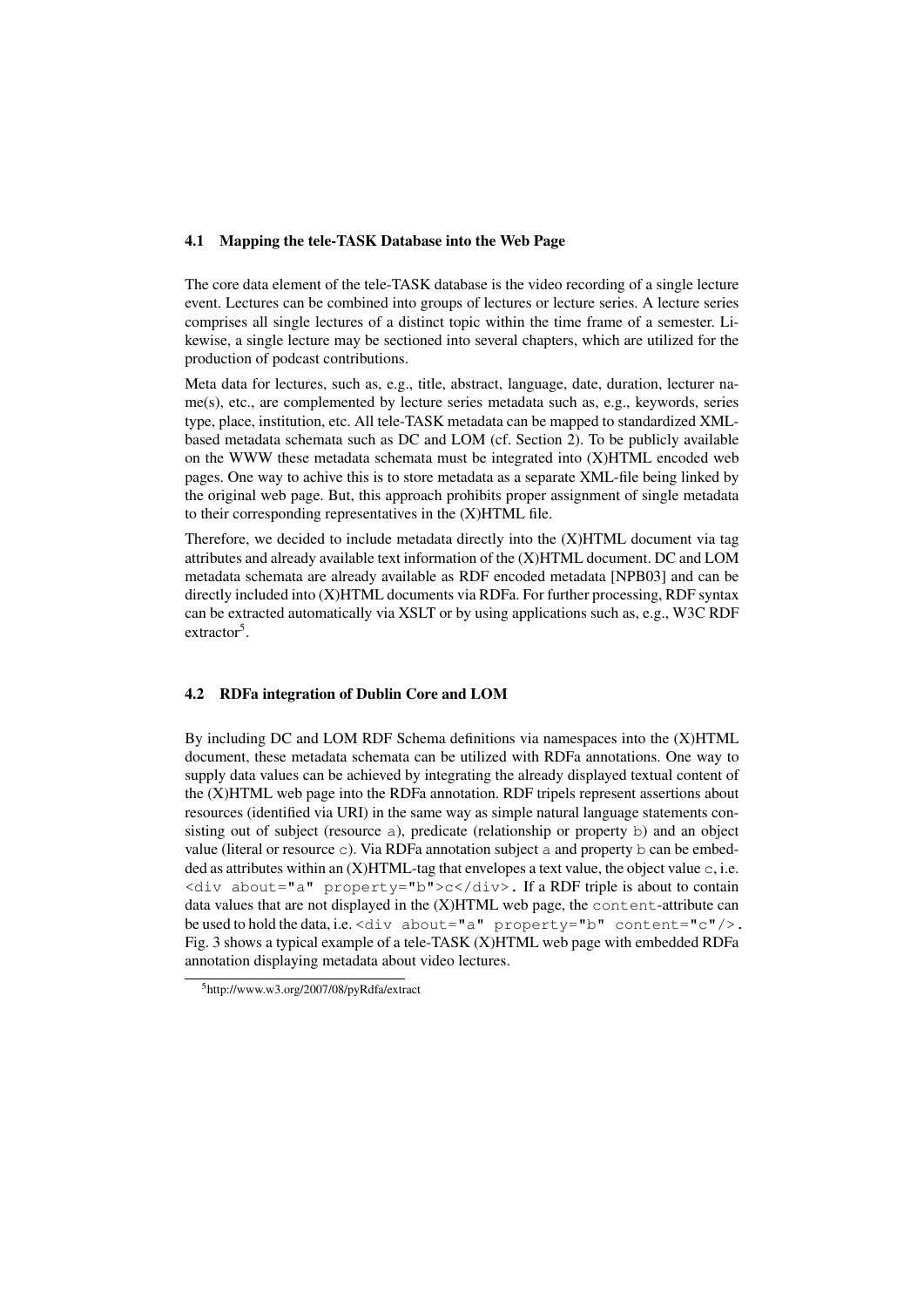### 4.1 Mapping the tele-TASK Database into the Web Page

The core data element of the tele-TASK database is the video recording of a single lecture event. Lectures can be combined into groups of lectures or lecture series. A lecture series comprises all single lectures of a distinct topic within the time frame of a semester. Likewise, a single lecture may be sectioned into several chapters, which are utilized for the production of podcast contributions.

Meta data for lectures, such as, e.g., title, abstract, language, date, duration, lecturer name(s), etc., are complemented by lecture series metadata such as, e.g., keywords, series type, place, institution, etc. All tele-TASK metadata can be mapped to standardized XML-based metadata schemata such as DC and LOM (cf. Section 2). To be publicly available on the WWW these metadata schemata must be integrated into (X)HTML encoded web pages. One way to achive this is to store metadata as a separate XML-file being linked by the original web page. But, this approach prohibits proper assignment of single metadata to their corresponding representatives in the (X)HTML file.

Therefore, we decided to include metadata directly into the (X)HTML document via tag attributes and already available text information of the (X)HTML document. DC and LOM metadata schemata are already available as RDF encoded metadata [NPB03] and can be directly included into (X)HTML documents via RDFa. For further processing, RDF syntax can be extracted automatically via XSLT or by using applications such as, e.g., W3C RDF extractor[5].

### 4.2 RDFa integration of Dublin Core and LOM

By including DC and LOM RDF Schema definitions via namespaces into the (X)HTML document, these metadata schemata can be utilized with RDFa annotations. One way to supply data values can be achieved by integrating the already displayed textual content of the (X)HTML web page into the RDFa annotation. RDF tripels represent assertions about resources (identified via URI) in the same way as simple natural language statements consisting out of subject (resource `a`), predicate (relationship or property `b`) and an object value (literal or resource `c`). Via RDFa annotation subject `a` and property `b` can be embedded as attributes within an (X)HTML-tag that envelopes a text value, the object value `c`, i.e. `<div about="a" property="b">c</div>`. If a RDF triple is about to contain data values that are not displayed in the (X)HTML web page, the `content`-attribute can be used to hold the data, i.e. `<div about="a" property="b" content="c"/>`. Fig. 3 shows a typical example of a tele-TASK (X)HTML web page with embedded RDFa annotation displaying metadata about video lectures.

[5] http://www.w3.org/2007/08/pyRdfa/extract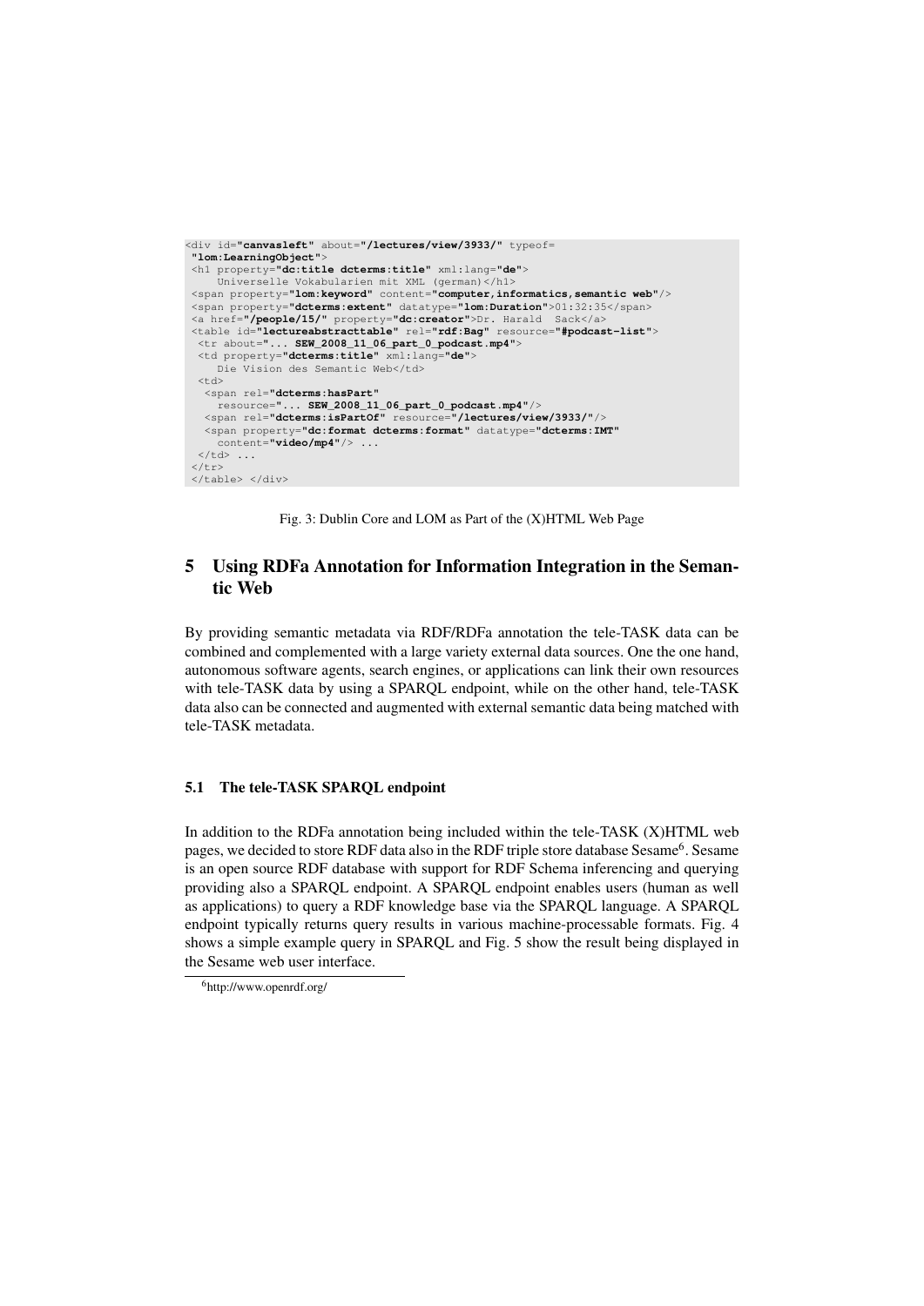```
<div id="canvasleft" about="/lectures/view/3933/" typeof=
 "lom:LearningObject">
 <h1 property="dc:title dcterms:title" xml:lang="de">
     Universelle Vokabularien mit XML (german)</h1>
 <span property="lom:keyword" content="computer,informatics,semantic web"/>
 <span property="dcterms:extent" datatype="lom:Duration">01:32:35</span>
 <a href="/people/15/" property="dc:creator">Dr. Harald  Sack</a>
 <table id="lectureabstracttable" rel="rdf:Bag" resource="#podcast-list">
  <tr about="... SEW_2008_11_06_part_0_podcast.mp4">
  <td property="dcterms:title" xml:lang="de">
     Die Vision des Semantic Web</td>
  <td>
   <span rel="dcterms:hasPart"
     resource="... SEW_2008_11_06_part_0_podcast.mp4"/>
   <span rel="dcterms:isPartOf" resource="/lectures/view/3933/"/>
   <span property="dc:format dcterms:format" datatype="dcterms:IMT"
     content="video/mp4"/> ...
  </td> ...
 </tr>
 </table> </div>
```

Fig. 3: Dublin Core and LOM as Part of the (X)HTML Web Page

## 5 Using RDFa Annotation for Information Integration in the Semantic Web

By providing semantic metadata via RDF/RDFa annotation the tele-TASK data can be combined and complemented with a large variety external data sources. One the one hand, autonomous software agents, search engines, or applications can link their own resources with tele-TASK data by using a SPARQL endpoint, while on the other hand, tele-TASK data also can be connected and augmented with external semantic data being matched with tele-TASK metadata.

### 5.1 The tele-TASK SPARQL endpoint

In addition to the RDFa annotation being included within the tele-TASK (X)HTML web pages, we decided to store RDF data also in the RDF triple store database Sesame[6]. Sesame is an open source RDF database with support for RDF Schema inferencing and querying providing also a SPARQL endpoint. A SPARQL endpoint enables users (human as well as applications) to query a RDF knowledge base via the SPARQL language. A SPARQL endpoint typically returns query results in various machine-processable formats. Fig. 4 shows a simple example query in SPARQL and Fig. 5 show the result being displayed in the Sesame web user interface.

[6] http://www.openrdf.org/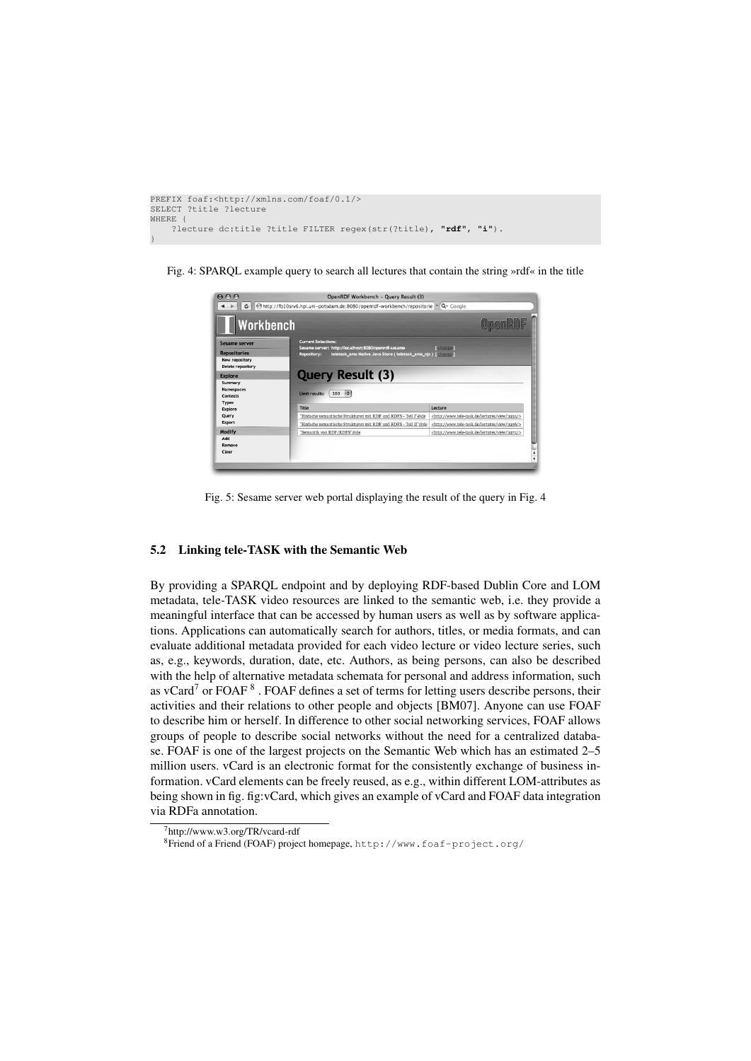```
PREFIX foaf:<http://xmlns.com/foaf/0.1/>
SELECT ?title ?lecture
WHERE {
    ?lecture dc:title ?title FILTER regex(str(?title), "rdf", "i").
}
```

Fig. 4: SPARQL example query to search all lectures that contain the string »rdf« in the title

Fig. 5: Sesame server web portal displaying the result of the query in Fig. 4

### 5.2 Linking tele-TASK with the Semantic Web

By providing a SPARQL endpoint and by deploying RDF-based Dublin Core and LOM metadata, tele-TASK video resources are linked to the semantic web, i.e. they provide a meaningful interface that can be accessed by human users as well as by software applications. Applications can automatically search for authors, titles, or media formats, and can evaluate additional metadata provided for each video lecture or video lecture series, such as, e.g., keywords, duration, date, etc. Authors, as being persons, can also be described with the help of alternative metadata schemata for personal and address information, such as vCard[7] or FOAF [8] . FOAF defines a set of terms for letting users describe persons, their activities and their relations to other people and objects [BM07]. Anyone can use FOAF to describe him or herself. In difference to other social networking services, FOAF allows groups of people to describe social networks without the need for a centralized database. FOAF is one of the largest projects on the Semantic Web which has an estimated 2–5 million users. vCard is an electronic format for the consistently exchange of business information. vCard elements can be freely reused, as e.g., within different LOM-attributes as being shown in fig. fig:vCard, which gives an example of vCard and FOAF data integration via RDFa annotation.

[7] http://www.w3.org/TR/vcard-rdf

[8] Friend of a Friend (FOAF) project homepage, `http://www.foaf-project.org/`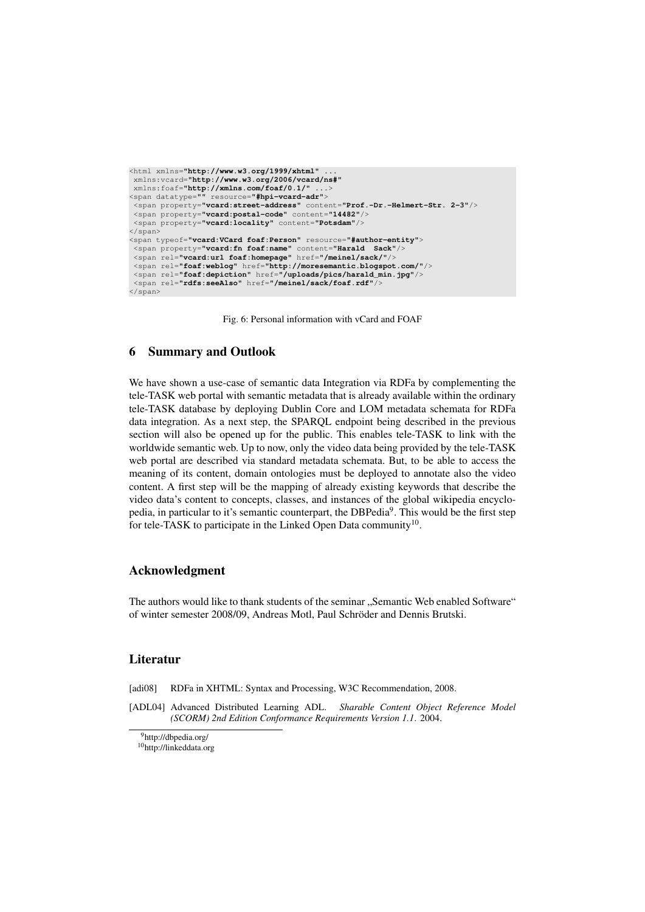```
<html xmlns="http://www.w3.org/1999/xhtml" ...
 xmlns:vcard="http://www.w3.org/2006/vcard/ns#"
 xmlns:foaf="http://xmlns.com/foaf/0.1/" ...>
<span datatype="" resource="#hpi-vcard-adr">
 <span property="vcard:street-address" content="Prof.-Dr.-Helmert-Str. 2-3"/>
 <span property="vcard:postal-code" content="14482"/>
 <span property="vcard:locality" content="Potsdam"/>
</span>
<span typeof="vcard:VCard foaf:Person" resource="#author-entity">
 <span property="vcard:fn foaf:name" content="Harald  Sack"/>
 <span rel="vcard:url foaf:homepage" href="/meinel/sack/"/>
 <span rel="foaf:weblog" href="http://moresemantic.blogspot.com/"/>
 <span rel="foaf:depiction" href="/uploads/pics/harald_min.jpg"/>
 <span rel="rdfs:seeAlso" href="/meinel/sack/foaf.rdf"/>
</span>
```

Fig. 6: Personal information with vCard and FOAF

## 6 Summary and Outlook

We have shown a use-case of semantic data Integration via RDFa by complementing the tele-TASK web portal with semantic metadata that is already available within the ordinary tele-TASK database by deploying Dublin Core and LOM metadata schemata for RDFa data integration. As a next step, the SPARQL endpoint being described in the previous section will also be opened up for the public. This enables tele-TASK to link with the worldwide semantic web. Up to now, only the video data being provided by the tele-TASK web portal are described via standard metadata schemata. But, to be able to access the meaning of its content, domain ontologies must be deployed to annotate also the video content. A first step will be the mapping of already existing keywords that describe the video data's content to concepts, classes, and instances of the global wikipedia encyclopedia, in particular to it's semantic counterpart, the DBPedia[9]. This would be the first step for tele-TASK to participate in the Linked Open Data community[10].

## Acknowledgment

The authors would like to thank students of the seminar „Semantic Web enabled Software" of winter semester 2008/09, Andreas Motl, Paul Schröder and Dennis Brutski.

## Literatur

[adi08] RDFa in XHTML: Syntax and Processing, W3C Recommendation, 2008.

[ADL04] Advanced Distributed Learning ADL. *Sharable Content Object Reference Model (SCORM) 2nd Edition Conformance Requirements Version 1.1.* 2004.

[9] http://dbpedia.org/

[10] http://linkeddata.org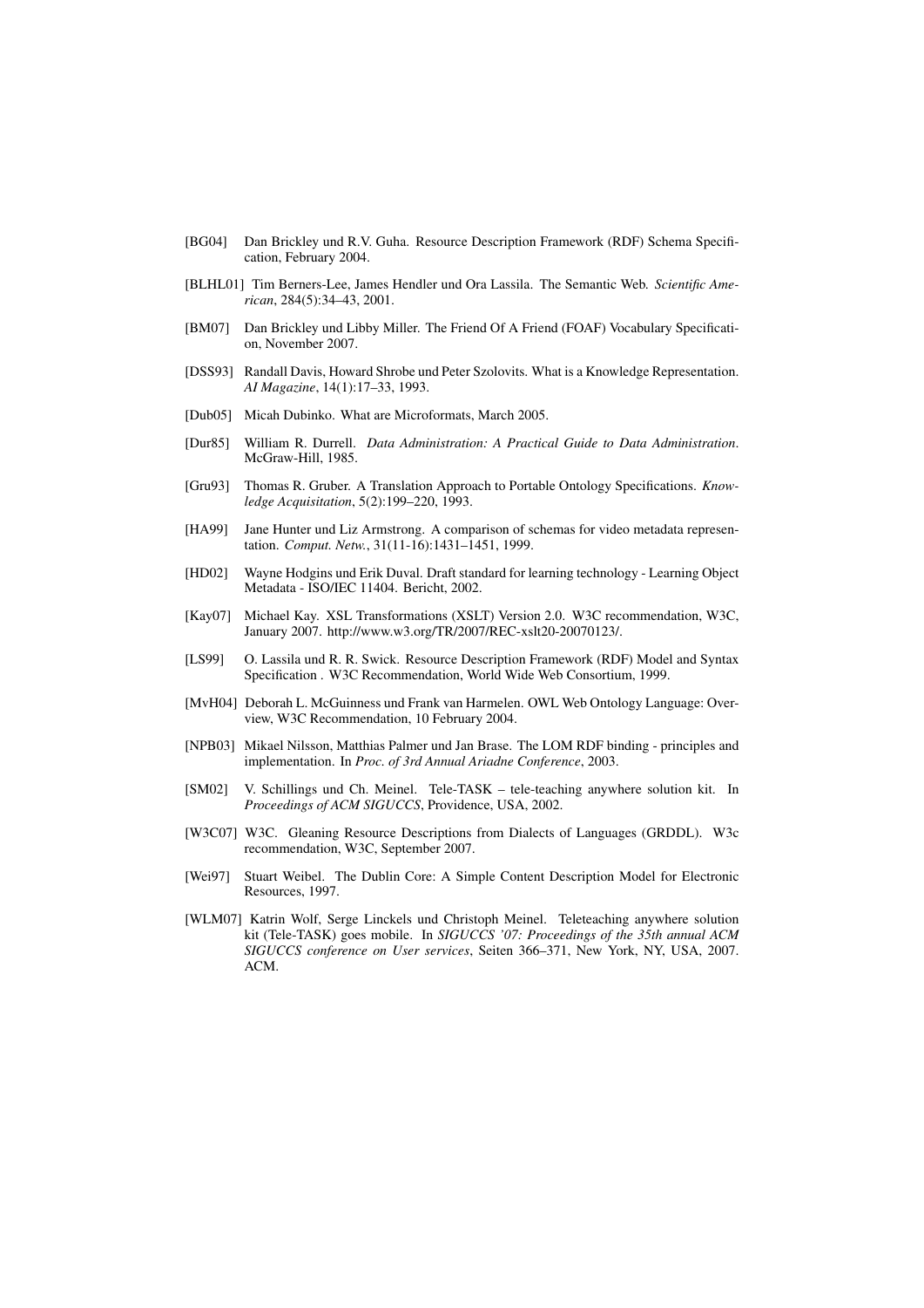[BG04] Dan Brickley und R.V. Guha. Resource Description Framework (RDF) Schema Specification, February 2004.

[BLHL01] Tim Berners-Lee, James Hendler und Ora Lassila. The Semantic Web. *Scientific American*, 284(5):34–43, 2001.

[BM07] Dan Brickley und Libby Miller. The Friend Of A Friend (FOAF) Vocabulary Specification, November 2007.

[DSS93] Randall Davis, Howard Shrobe und Peter Szolovits. What is a Knowledge Representation. *AI Magazine*, 14(1):17–33, 1993.

[Dub05] Micah Dubinko. What are Microformats, March 2005.

[Dur85] William R. Durrell. *Data Administration: A Practical Guide to Data Administration*. McGraw-Hill, 1985.

[Gru93] Thomas R. Gruber. A Translation Approach to Portable Ontology Specifications. *Knowledge Acquisitation*, 5(2):199–220, 1993.

[HA99] Jane Hunter und Liz Armstrong. A comparison of schemas for video metadata representation. *Comput. Netw.*, 31(11-16):1431–1451, 1999.

[HD02] Wayne Hodgins und Erik Duval. Draft standard for learning technology - Learning Object Metadata - ISO/IEC 11404. Bericht, 2002.

[Kay07] Michael Kay. XSL Transformations (XSLT) Version 2.0. W3C recommendation, W3C, January 2007. http://www.w3.org/TR/2007/REC-xslt20-20070123/.

[LS99] O. Lassila und R. R. Swick. Resource Description Framework (RDF) Model and Syntax Specification . W3C Recommendation, World Wide Web Consortium, 1999.

[MvH04] Deborah L. McGuinness und Frank van Harmelen. OWL Web Ontology Language: Overview, W3C Recommendation, 10 February 2004.

[NPB03] Mikael Nilsson, Matthias Palmer und Jan Brase. The LOM RDF binding - principles and implementation. In *Proc. of 3rd Annual Ariadne Conference*, 2003.

[SM02] V. Schillings und Ch. Meinel. Tele-TASK – tele-teaching anywhere solution kit. In *Proceedings of ACM SIGUCCS*, Providence, USA, 2002.

[W3C07] W3C. Gleaning Resource Descriptions from Dialects of Languages (GRDDL). W3c recommendation, W3C, September 2007.

[Wei97] Stuart Weibel. The Dublin Core: A Simple Content Description Model for Electronic Resources, 1997.

[WLM07] Katrin Wolf, Serge Linckels und Christoph Meinel. Teleteaching anywhere solution kit (Tele-TASK) goes mobile. In *SIGUCCS '07: Proceedings of the 35th annual ACM SIGUCCS conference on User services*, Seiten 366–371, New York, NY, USA, 2007. ACM.